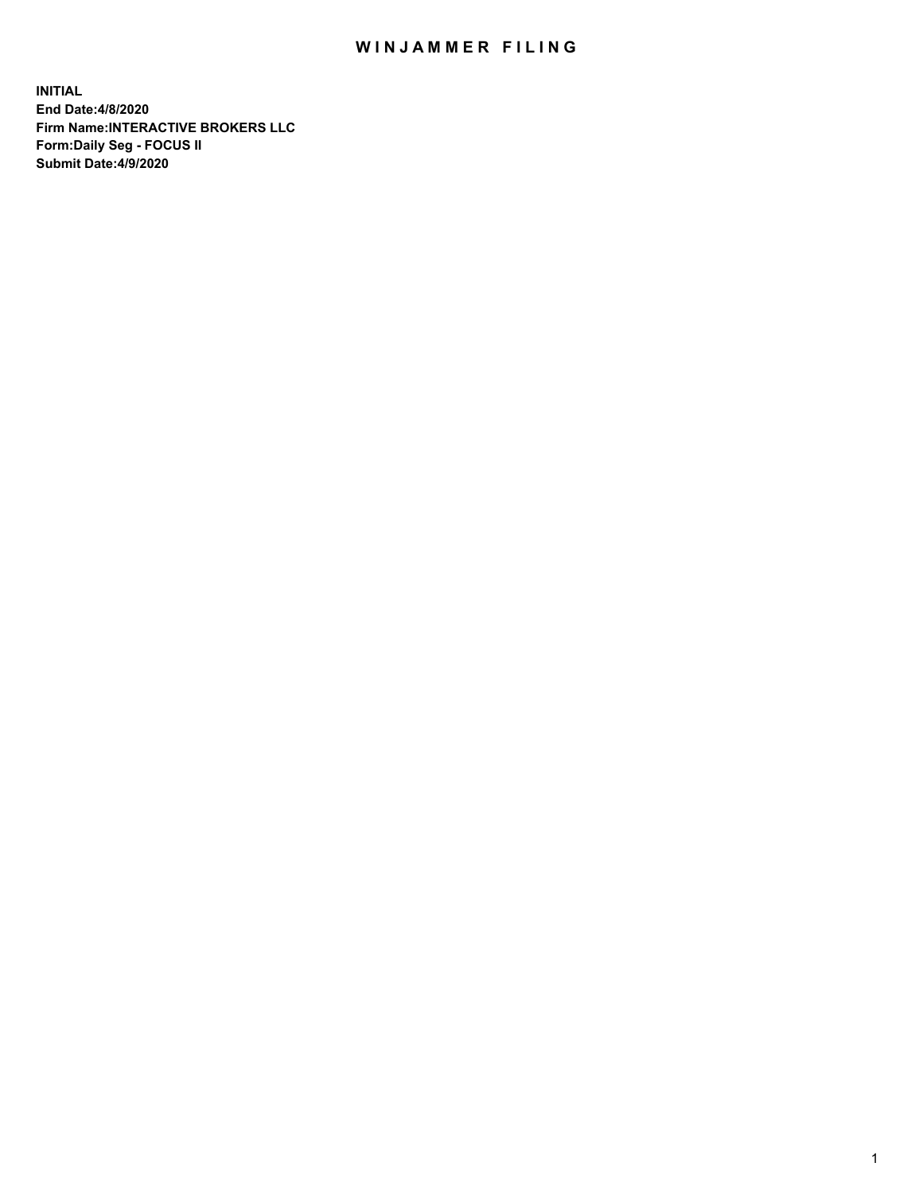# WINJAMMER FILING

**INITIAL**
**End Date:4/8/2020**
**Firm Name:INTERACTIVE BROKERS LLC**
**Form:Daily Seg - FOCUS II**
**Submit Date:4/9/2020**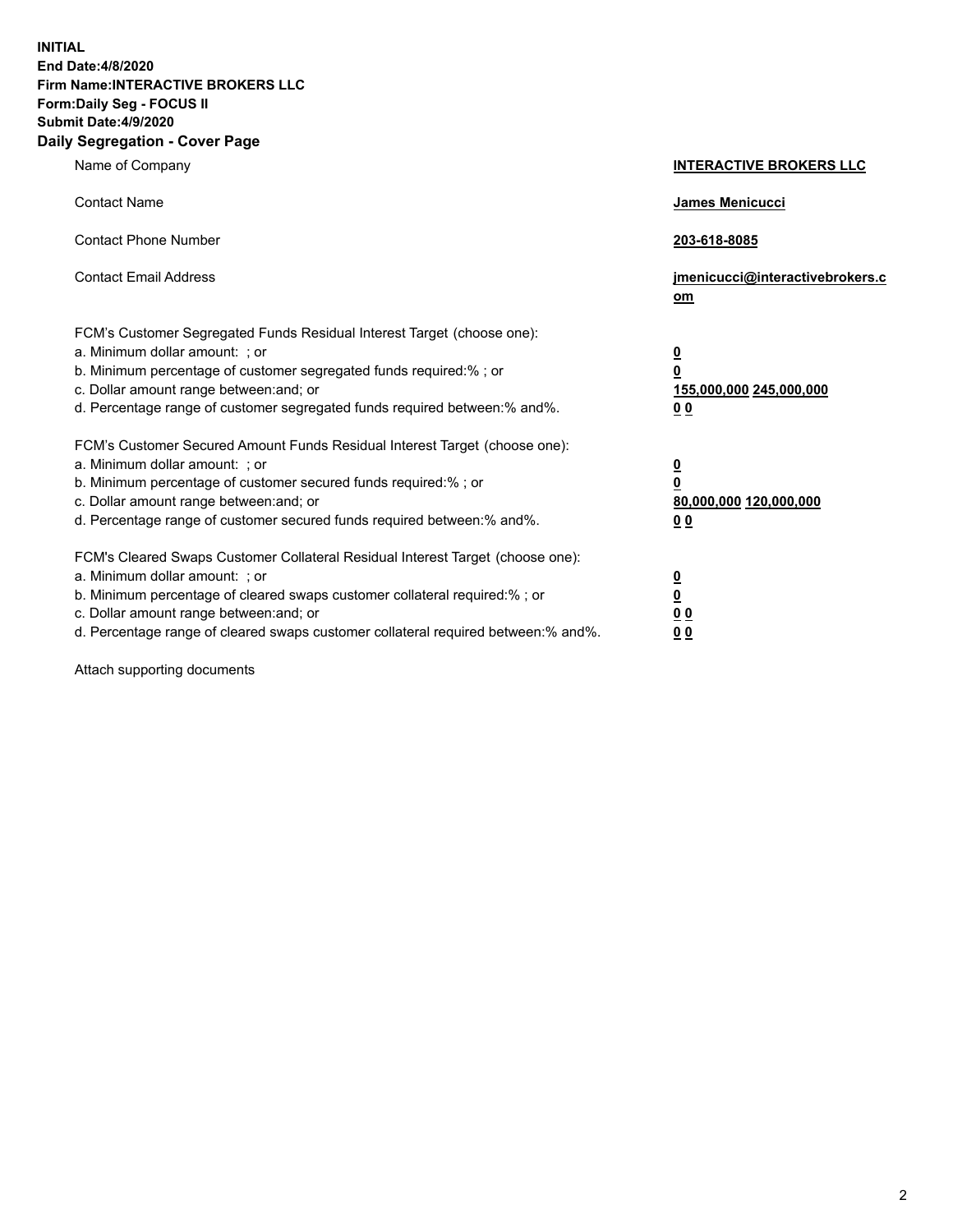**INITIAL**
**End Date:4/8/2020**
**Firm Name:INTERACTIVE BROKERS LLC**
**Form:Daily Seg - FOCUS II**
**Submit Date:4/9/2020**
**Daily Segregation - Cover Page**

| | |
|---|---|
| Name of Company | **INTERACTIVE BROKERS LLC** |
| Contact Name | **James Menicucci** |
| Contact Phone Number | **203-618-8085** |
| Contact Email Address | **jmenicucci@interactivebrokers.com** |

| | |
|---|---|
| FCM's Customer Segregated Funds Residual Interest Target (choose one): | |
| a. Minimum dollar amount: ; or | **0** |
| b. Minimum percentage of customer segregated funds required:% ; or | **0** |
| c. Dollar amount range between:and; or | **155,000,000 245,000,000** |
| d. Percentage range of customer segregated funds required between:% and%. | **0 0** |
| FCM's Customer Secured Amount Funds Residual Interest Target (choose one): | |
| a. Minimum dollar amount: ; or | **0** |
| b. Minimum percentage of customer secured funds required:% ; or | **0** |
| c. Dollar amount range between:and; or | **80,000,000 120,000,000** |
| d. Percentage range of customer secured funds required between:% and%. | **0 0** |
| FCM's Cleared Swaps Customer Collateral Residual Interest Target (choose one): | |
| a. Minimum dollar amount: ; or | **0** |
| b. Minimum percentage of cleared swaps customer collateral required:% ; or | **0** |
| c. Dollar amount range between:and; or | **0 0** |
| d. Percentage range of cleared swaps customer collateral required between:% and%. | **0 0** |

Attach supporting documents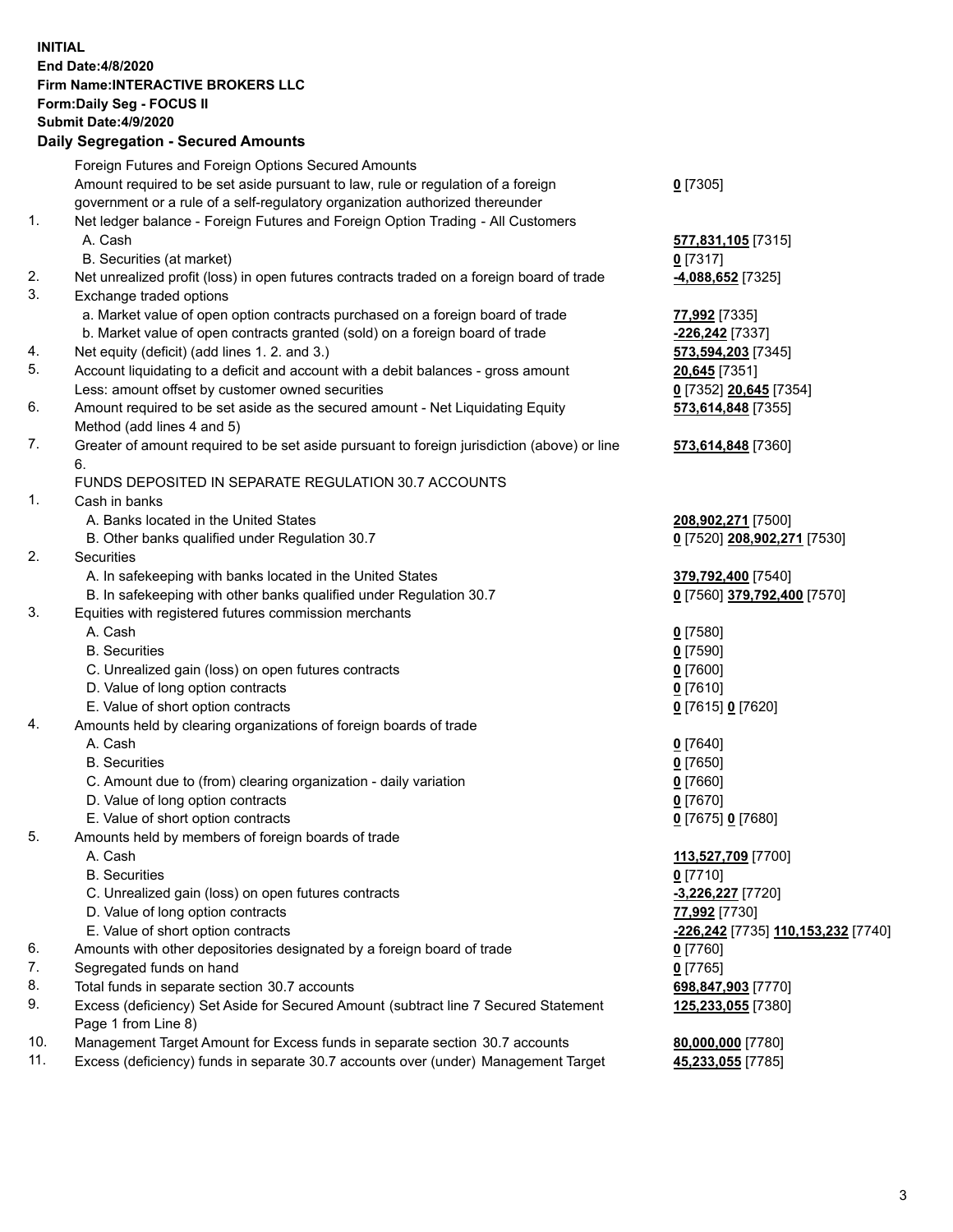**INITIAL**
**End Date:4/8/2020**
**Firm Name:INTERACTIVE BROKERS LLC**
**Form:Daily Seg - FOCUS II**
**Submit Date:4/9/2020**

**Daily Segregation - Secured Amounts**

| | | |
|---|---|---|
| | Foreign Futures and Foreign Options Secured Amounts | |
| | Amount required to be set aside pursuant to law, rule or regulation of a foreign government or a rule of a self-regulatory organization authorized thereunder | **0** [7305] |
| 1. | Net ledger balance - Foreign Futures and Foreign Option Trading - All Customers | |
| | A. Cash | **577,831,105** [7315] |
| | B. Securities (at market) | **0** [7317] |
| 2. | Net unrealized profit (loss) in open futures contracts traded on a foreign board of trade | **-4,088,652** [7325] |
| 3. | Exchange traded options | |
| | a. Market value of open option contracts purchased on a foreign board of trade | **77,992** [7335] |
| | b. Market value of open contracts granted (sold) on a foreign board of trade | **-226,242** [7337] |
| 4. | Net equity (deficit) (add lines 1. 2. and 3.) | **573,594,203** [7345] |
| 5. | Account liquidating to a deficit and account with a debit balances - gross amount | **20,645** [7351] |
| | Less: amount offset by customer owned securities | **0** [7352] **20,645** [7354] |
| 6. | Amount required to be set aside as the secured amount - Net Liquidating Equity Method (add lines 4 and 5) | **573,614,848** [7355] |
| 7. | Greater of amount required to be set aside pursuant to foreign jurisdiction (above) or line 6. | **573,614,848** [7360] |
| | FUNDS DEPOSITED IN SEPARATE REGULATION 30.7 ACCOUNTS | |
| 1. | Cash in banks | |
| | A. Banks located in the United States | **208,902,271** [7500] |
| | B. Other banks qualified under Regulation 30.7 | **0** [7520] **208,902,271** [7530] |
| 2. | Securities | |
| | A. In safekeeping with banks located in the United States | **379,792,400** [7540] |
| | B. In safekeeping with other banks qualified under Regulation 30.7 | **0** [7560] **379,792,400** [7570] |
| 3. | Equities with registered futures commission merchants | |
| | A. Cash | **0** [7580] |
| | B. Securities | **0** [7590] |
| | C. Unrealized gain (loss) on open futures contracts | **0** [7600] |
| | D. Value of long option contracts | **0** [7610] |
| | E. Value of short option contracts | **0** [7615] **0** [7620] |
| 4. | Amounts held by clearing organizations of foreign boards of trade | |
| | A. Cash | **0** [7640] |
| | B. Securities | **0** [7650] |
| | C. Amount due to (from) clearing organization - daily variation | **0** [7660] |
| | D. Value of long option contracts | **0** [7670] |
| | E. Value of short option contracts | **0** [7675] **0** [7680] |
| 5. | Amounts held by members of foreign boards of trade | |
| | A. Cash | **113,527,709** [7700] |
| | B. Securities | **0** [7710] |
| | C. Unrealized gain (loss) on open futures contracts | **-3,226,227** [7720] |
| | D. Value of long option contracts | **77,992** [7730] |
| | E. Value of short option contracts | **-226,242** [7735] **110,153,232** [7740] |
| 6. | Amounts with other depositories designated by a foreign board of trade | **0** [7760] |
| 7. | Segregated funds on hand | **0** [7765] |
| 8. | Total funds in separate section 30.7 accounts | **698,847,903** [7770] |
| 9. | Excess (deficiency) Set Aside for Secured Amount (subtract line 7 Secured Statement Page 1 from Line 8) | **125,233,055** [7380] |
| 10. | Management Target Amount for Excess funds in separate section 30.7 accounts | **80,000,000** [7780] |
| 11. | Excess (deficiency) funds in separate 30.7 accounts over (under) Management Target | **45,233,055** [7785] |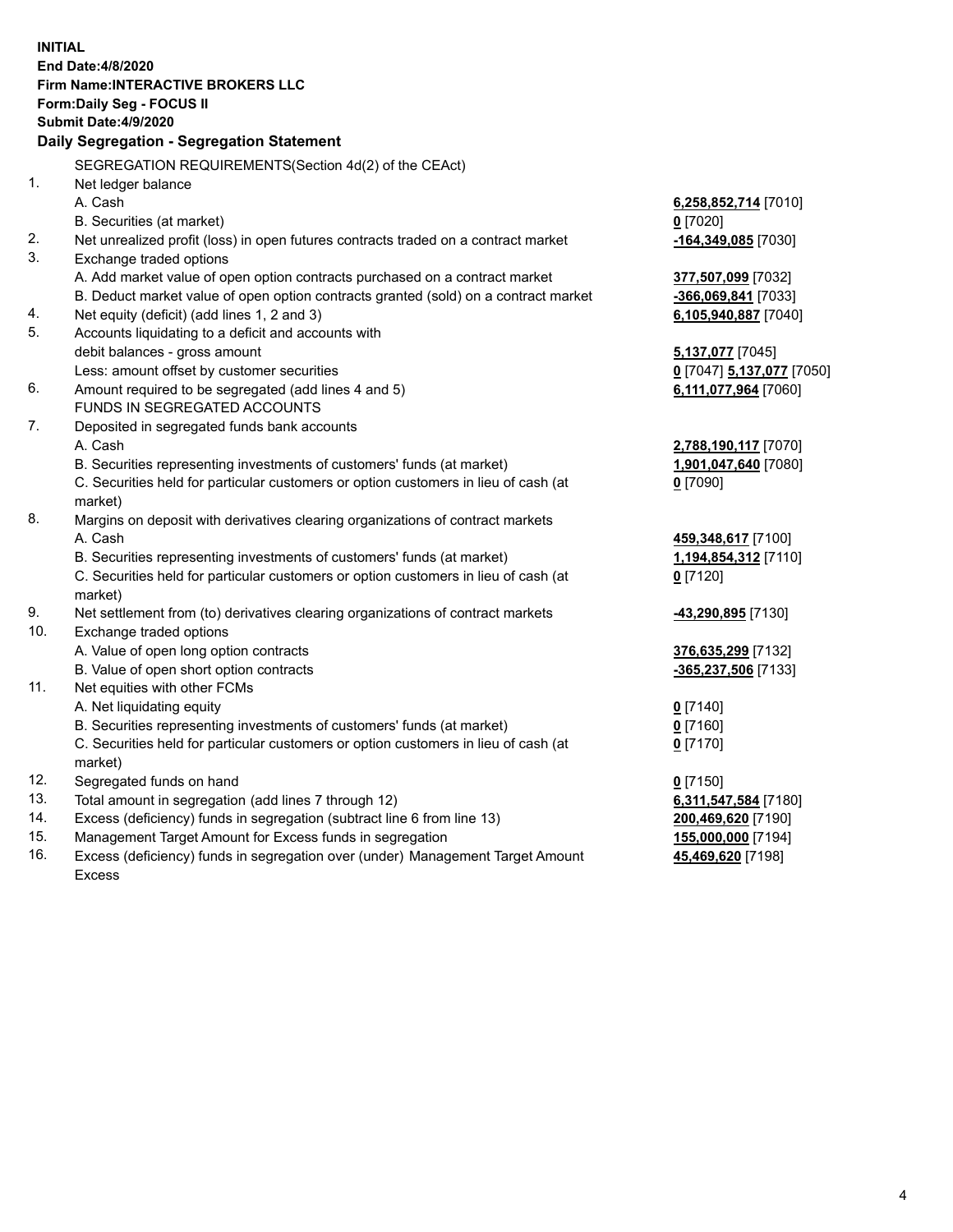**INITIAL**
**End Date:4/8/2020**
**Firm Name:INTERACTIVE BROKERS LLC**
**Form:Daily Seg - FOCUS II**
**Submit Date:4/9/2020**

## Daily Segregation - Segregation Statement

SEGREGATION REQUIREMENTS(Section 4d(2) of the CEAct)

| | | |
|---|---|---|
| 1. | Net ledger balance | |
| | A. Cash | **6,258,852,714** [7010] |
| | B. Securities (at market) | **0** [7020] |
| 2. | Net unrealized profit (loss) in open futures contracts traded on a contract market | **-164,349,085** [7030] |
| 3. | Exchange traded options | |
| | A. Add market value of open option contracts purchased on a contract market | **377,507,099** [7032] |
| | B. Deduct market value of open option contracts granted (sold) on a contract market | **-366,069,841** [7033] |
| 4. | Net equity (deficit) (add lines 1, 2 and 3) | **6,105,940,887** [7040] |
| 5. | Accounts liquidating to a deficit and accounts with debit balances - gross amount | **5,137,077** [7045] |
| | Less: amount offset by customer securities | **0** [7047] **5,137,077** [7050] |
| 6. | Amount required to be segregated (add lines 4 and 5) | **6,111,077,964** [7060] |
| | FUNDS IN SEGREGATED ACCOUNTS | |
| 7. | Deposited in segregated funds bank accounts | |
| | A. Cash | **2,788,190,117** [7070] |
| | B. Securities representing investments of customers' funds (at market) | **1,901,047,640** [7080] |
| | C. Securities held for particular customers or option customers in lieu of cash (at market) | **0** [7090] |
| 8. | Margins on deposit with derivatives clearing organizations of contract markets | |
| | A. Cash | **459,348,617** [7100] |
| | B. Securities representing investments of customers' funds (at market) | **1,194,854,312** [7110] |
| | C. Securities held for particular customers or option customers in lieu of cash (at market) | **0** [7120] |
| 9. | Net settlement from (to) derivatives clearing organizations of contract markets | **-43,290,895** [7130] |
| 10. | Exchange traded options | |
| | A. Value of open long option contracts | **376,635,299** [7132] |
| | B. Value of open short option contracts | **-365,237,506** [7133] |
| 11. | Net equities with other FCMs | |
| | A. Net liquidating equity | **0** [7140] |
| | B. Securities representing investments of customers' funds (at market) | **0** [7160] |
| | C. Securities held for particular customers or option customers in lieu of cash (at market) | **0** [7170] |
| 12. | Segregated funds on hand | **0** [7150] |
| 13. | Total amount in segregation (add lines 7 through 12) | **6,311,547,584** [7180] |
| 14. | Excess (deficiency) funds in segregation (subtract line 6 from line 13) | **200,469,620** [7190] |
| 15. | Management Target Amount for Excess funds in segregation | **155,000,000** [7194] |
| 16. | Excess (deficiency) funds in segregation over (under) Management Target Amount Excess | **45,469,620** [7198] |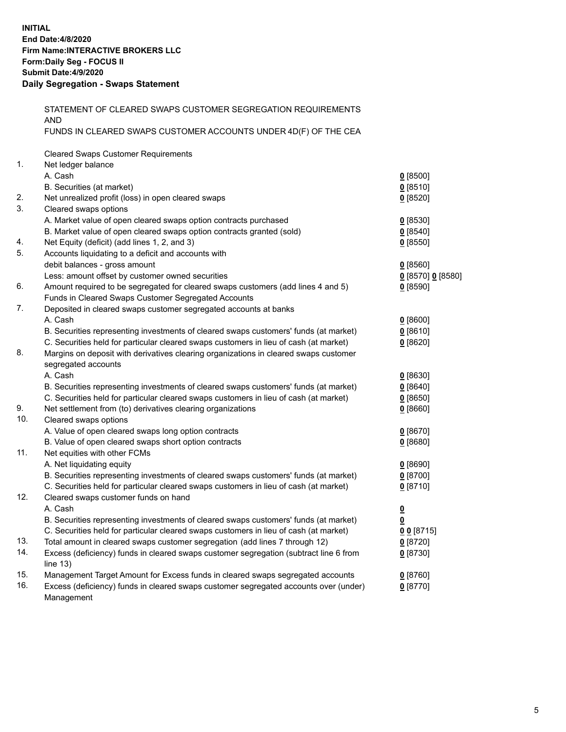**INITIAL**
**End Date:4/8/2020**
**Firm Name:INTERACTIVE BROKERS LLC**
**Form:Daily Seg - FOCUS II**
**Submit Date:4/9/2020**
**Daily Segregation - Swaps Statement**

STATEMENT OF CLEARED SWAPS CUSTOMER SEGREGATION REQUIREMENTS AND FUNDS IN CLEARED SWAPS CUSTOMER ACCOUNTS UNDER 4D(F) OF THE CEA

| | | |
|---|---|---|
| | Cleared Swaps Customer Requirements | |
| 1. | Net ledger balance | |
| | A. Cash | 0 [8500] |
| | B. Securities (at market) | 0 [8510] |
| 2. | Net unrealized profit (loss) in open cleared swaps | 0 [8520] |
| 3. | Cleared swaps options | |
| | A. Market value of open cleared swaps option contracts purchased | 0 [8530] |
| | B. Market value of open cleared swaps option contracts granted (sold) | 0 [8540] |
| 4. | Net Equity (deficit) (add lines 1, 2, and 3) | 0 [8550] |
| 5. | Accounts liquidating to a deficit and accounts with debit balances - gross amount | 0 [8560] |
| | Less: amount offset by customer owned securities | 0 [8570] 0 [8580] |
| 6. | Amount required to be segregated for cleared swaps customers (add lines 4 and 5) | 0 [8590] |
| | Funds in Cleared Swaps Customer Segregated Accounts | |
| 7. | Deposited in cleared swaps customer segregated accounts at banks | |
| | A. Cash | 0 [8600] |
| | B. Securities representing investments of cleared swaps customers' funds (at market) | 0 [8610] |
| | C. Securities held for particular cleared swaps customers in lieu of cash (at market) | 0 [8620] |
| 8. | Margins on deposit with derivatives clearing organizations in cleared swaps customer segregated accounts | |
| | A. Cash | 0 [8630] |
| | B. Securities representing investments of cleared swaps customers' funds (at market) | 0 [8640] |
| | C. Securities held for particular cleared swaps customers in lieu of cash (at market) | 0 [8650] |
| 9. | Net settlement from (to) derivatives clearing organizations | 0 [8660] |
| 10. | Cleared swaps options | |
| | A. Value of open cleared swaps long option contracts | 0 [8670] |
| | B. Value of open cleared swaps short option contracts | 0 [8680] |
| 11. | Net equities with other FCMs | |
| | A. Net liquidating equity | 0 [8690] |
| | B. Securities representing investments of cleared swaps customers' funds (at market) | 0 [8700] |
| | C. Securities held for particular cleared swaps customers in lieu of cash (at market) | 0 [8710] |
| 12. | Cleared swaps customer funds on hand | |
| | A. Cash | 0 |
| | B. Securities representing investments of cleared swaps customers' funds (at market) | 0 |
| | C. Securities held for particular cleared swaps customers in lieu of cash (at market) | 0 0 [8715] |
| 13. | Total amount in cleared swaps customer segregation (add lines 7 through 12) | 0 [8720] |
| 14. | Excess (deficiency) funds in cleared swaps customer segregation (subtract line 6 from line 13) | 0 [8730] |
| 15. | Management Target Amount for Excess funds in cleared swaps segregated accounts | 0 [8760] |
| 16. | Excess (deficiency) funds in cleared swaps customer segregated accounts over (under) Management | 0 [8770] |